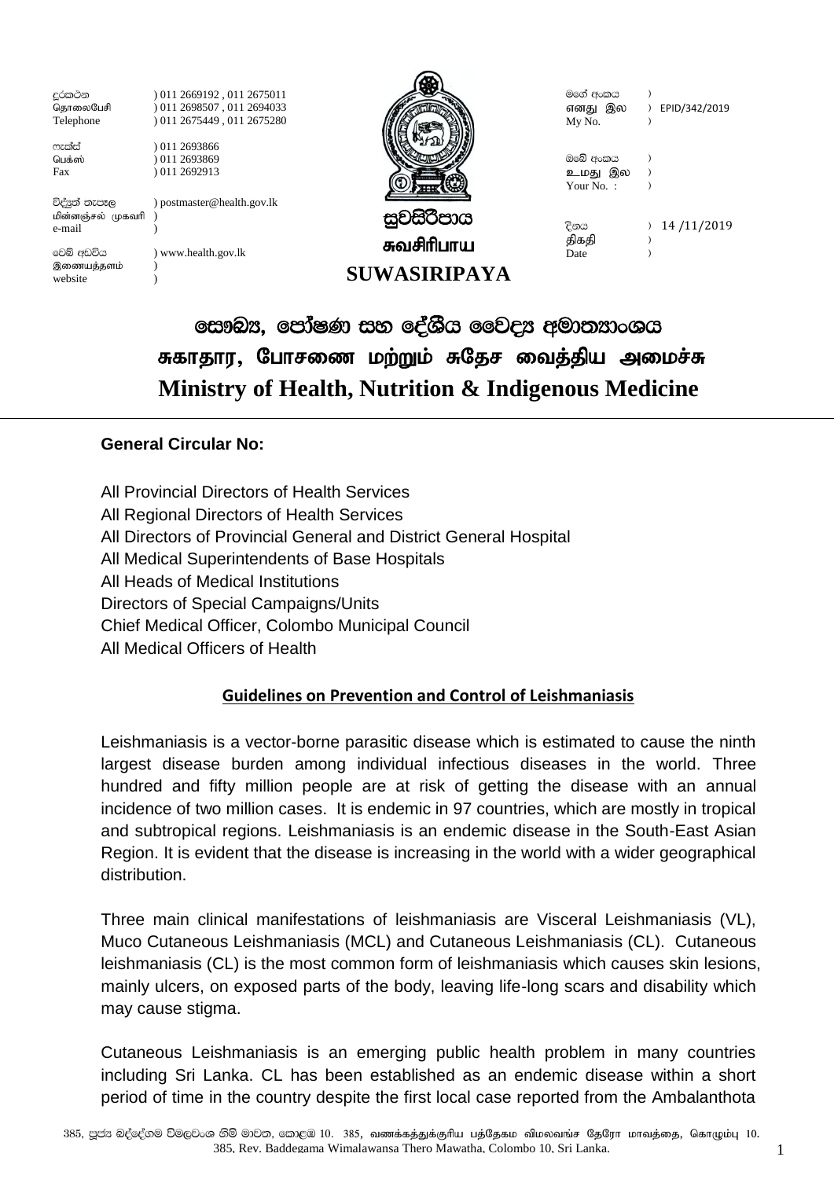| | | | |
|---|---|---|---|
| දුරකථන<br>தொலைபேசி<br>Telephone | ) 011 2669192 , 011 2675011<br>) 011 2698507 , 011 2694033<br>) 011 2675449 , 011 2675280 | මගේ අංකය<br>எனது இல<br>My No. | ) EPID/342/2019 |
| ෆැක්ස්<br>பெக்ஸ்<br>Fax | ) 011 2693866<br>) 011 2693869<br>) 011 2692913 | ඔබේ අංකය<br>உமது இல<br>Your No. : | ) |
| විද්‍යුත් තැපෑල<br>மின்னஞ்சல் முகவரி<br>e-mail | ) postmaster@health.gov.lk | දිනය<br>திகதி<br>Date | ) 14 /11/2019 |
| වෙබ් අඩවිය<br>இணையத்தளம்<br>website | ) www.health.gov.lk | | |

සුවසිරිපාය
சுவசிரிபாய
**SUWASIRIPAYA**

# සෞඛ්‍ය, පෝෂණ සහ දේශීය වෛද්‍ය අමාත්‍යාංශය
# சுகாதார, போசணை மற்றும் சுதேச வைத்திய அமைச்சு
# Ministry of Health, Nutrition & Indigenous Medicine

**General Circular No:**

All Provincial Directors of Health Services
All Regional Directors of Health Services
All Directors of Provincial General and District General Hospital
All Medical Superintendents of Base Hospitals
All Heads of Medical Institutions
Directors of Special Campaigns/Units
Chief Medical Officer, Colombo Municipal Council
All Medical Officers of Health

## Guidelines on Prevention and Control of Leishmaniasis

Leishmaniasis is a vector-borne parasitic disease which is estimated to cause the ninth largest disease burden among individual infectious diseases in the world. Three hundred and fifty million people are at risk of getting the disease with an annual incidence of two million cases. It is endemic in 97 countries, which are mostly in tropical and subtropical regions. Leishmaniasis is an endemic disease in the South-East Asian Region. It is evident that the disease is increasing in the world with a wider geographical distribution.

Three main clinical manifestations of leishmaniasis are Visceral Leishmaniasis (VL), Muco Cutaneous Leishmaniasis (MCL) and Cutaneous Leishmaniasis (CL). Cutaneous leishmaniasis (CL) is the most common form of leishmaniasis which causes skin lesions, mainly ulcers, on exposed parts of the body, leaving life-long scars and disability which may cause stigma.

Cutaneous Leishmaniasis is an emerging public health problem in many countries including Sri Lanka. CL has been established as an endemic disease within a short period of time in the country despite the first local case reported from the Ambalanthota

385, පූජ්‍ය බද්දේගම විමලවංශ හිමි මාවත, කොළඹ 10. 385, வணக்கத்துக்குரிய பத்தேகம விமலவங்ச தேரோ மாவத்தை, கொழும்பு 10.
385, Rev. Baddegama Wimalawansa Thero Mawatha, Colombo 10, Sri Lanka.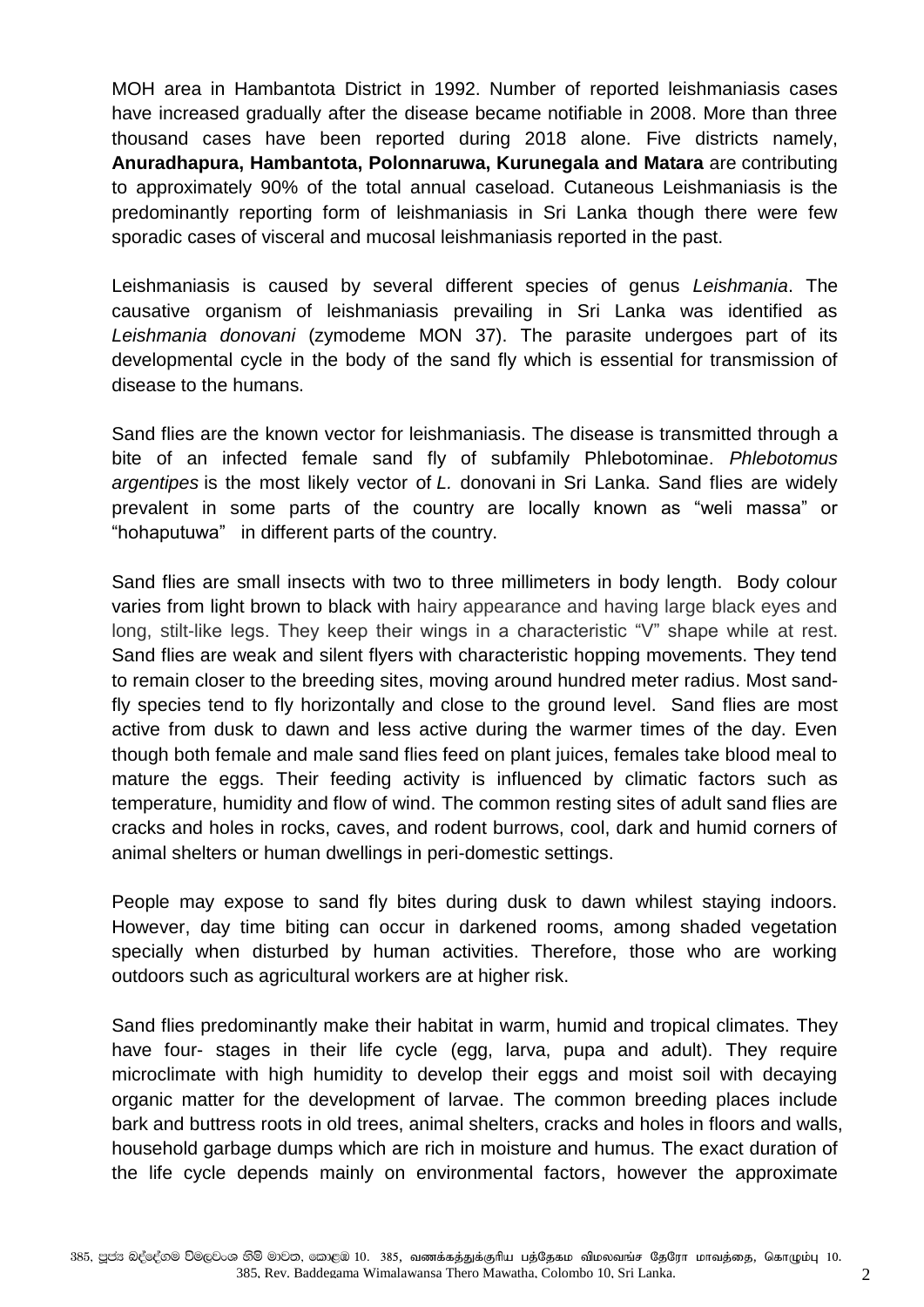MOH area in Hambantota District in 1992. Number of reported leishmaniasis cases have increased gradually after the disease became notifiable in 2008. More than three thousand cases have been reported during 2018 alone. Five districts namely, **Anuradhapura, Hambantota, Polonnaruwa, Kurunegala and Matara** are contributing to approximately 90% of the total annual caseload. Cutaneous Leishmaniasis is the predominantly reporting form of leishmaniasis in Sri Lanka though there were few sporadic cases of visceral and mucosal leishmaniasis reported in the past.

Leishmaniasis is caused by several different species of genus *Leishmania*. The causative organism of leishmaniasis prevailing in Sri Lanka was identified as *Leishmania donovani* (zymodeme MON 37). The parasite undergoes part of its developmental cycle in the body of the sand fly which is essential for transmission of disease to the humans.

Sand flies are the known vector for leishmaniasis. The disease is transmitted through a bite of an infected female sand fly of subfamily Phlebotominae. *Phlebotomus argentipes* is the most likely vector of *L.* donovani in Sri Lanka. Sand flies are widely prevalent in some parts of the country are locally known as "weli massa" or "hohaputuwa" in different parts of the country.

Sand flies are small insects with two to three millimeters in body length. Body colour varies from light brown to black with hairy appearance and having large black eyes and long, stilt-like legs. They keep their wings in a characteristic "V" shape while at rest. Sand flies are weak and silent flyers with characteristic hopping movements. They tend to remain closer to the breeding sites, moving around hundred meter radius. Most sand-fly species tend to fly horizontally and close to the ground level. Sand flies are most active from dusk to dawn and less active during the warmer times of the day. Even though both female and male sand flies feed on plant juices, females take blood meal to mature the eggs. Their feeding activity is influenced by climatic factors such as temperature, humidity and flow of wind. The common resting sites of adult sand flies are cracks and holes in rocks, caves, and rodent burrows, cool, dark and humid corners of animal shelters or human dwellings in peri-domestic settings.

People may expose to sand fly bites during dusk to dawn whilest staying indoors. However, day time biting can occur in darkened rooms, among shaded vegetation specially when disturbed by human activities. Therefore, those who are working outdoors such as agricultural workers are at higher risk.

Sand flies predominantly make their habitat in warm, humid and tropical climates. They have four- stages in their life cycle (egg, larva, pupa and adult). They require microclimate with high humidity to develop their eggs and moist soil with decaying organic matter for the development of larvae. The common breeding places include bark and buttress roots in old trees, animal shelters, cracks and holes in floors and walls, household garbage dumps which are rich in moisture and humus. The exact duration of the life cycle depends mainly on environmental factors, however the approximate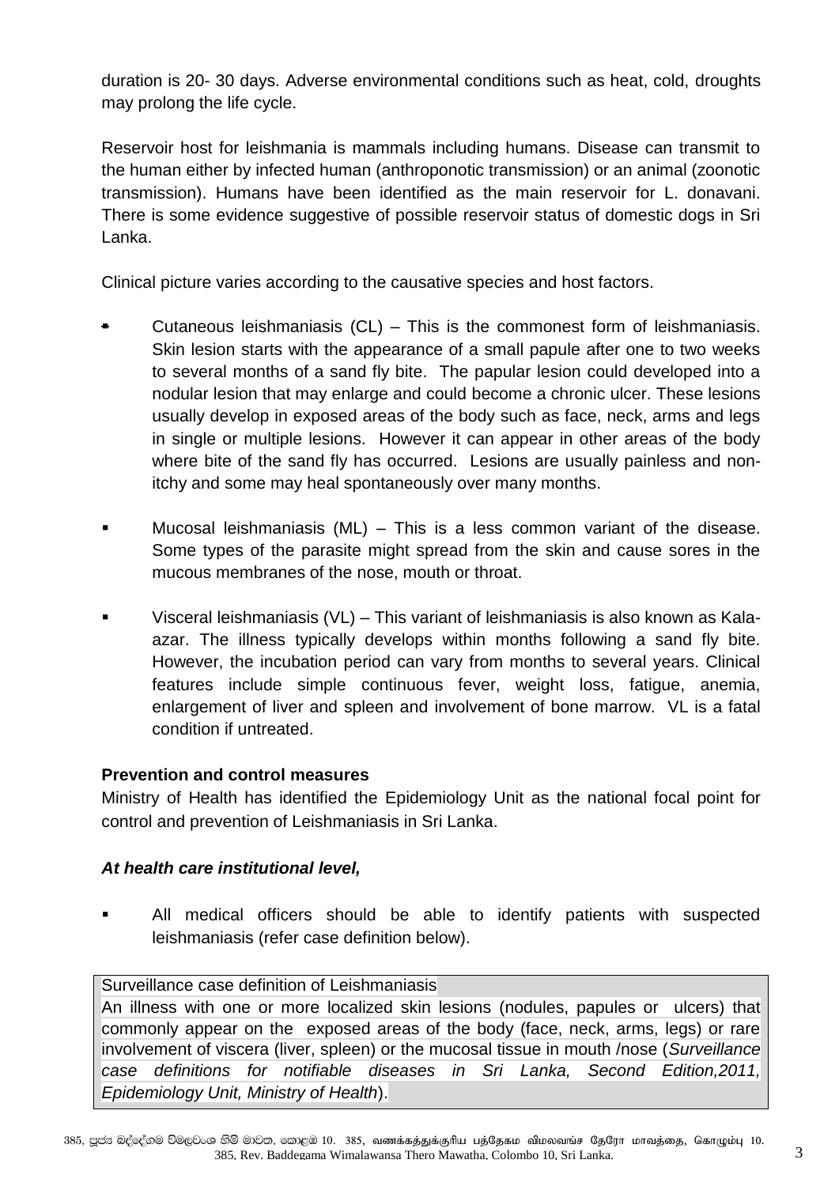duration is 20- 30 days. Adverse environmental conditions such as heat, cold, droughts may prolong the life cycle.

Reservoir host for leishmania is mammals including humans. Disease can transmit to the human either by infected human (anthroponotic transmission) or an animal (zoonotic transmission). Humans have been identified as the main reservoir for L. donavani. There is some evidence suggestive of possible reservoir status of domestic dogs in Sri Lanka.

Clinical picture varies according to the causative species and host factors.

- Cutaneous leishmaniasis (CL) – This is the commonest form of leishmaniasis. Skin lesion starts with the appearance of a small papule after one to two weeks to several months of a sand fly bite. The papular lesion could developed into a nodular lesion that may enlarge and could become a chronic ulcer. These lesions usually develop in exposed areas of the body such as face, neck, arms and legs in single or multiple lesions. However it can appear in other areas of the body where bite of the sand fly has occurred. Lesions are usually painless and non-itchy and some may heal spontaneously over many months.

- Mucosal leishmaniasis (ML) – This is a less common variant of the disease. Some types of the parasite might spread from the skin and cause sores in the mucous membranes of the nose, mouth or throat.

- Visceral leishmaniasis (VL) – This variant of leishmaniasis is also known as Kala-azar. The illness typically develops within months following a sand fly bite. However, the incubation period can vary from months to several years. Clinical features include simple continuous fever, weight loss, fatigue, anemia, enlargement of liver and spleen and involvement of bone marrow. VL is a fatal condition if untreated.

**Prevention and control measures**

Ministry of Health has identified the Epidemiology Unit as the national focal point for control and prevention of Leishmaniasis in Sri Lanka.

***At health care institutional level,***

- All medical officers should be able to identify patients with suspected leishmaniasis (refer case definition below).

| Surveillance case definition of Leishmaniasis |
|---|
| An illness with one or more localized skin lesions (nodules, papules or ulcers) that commonly appear on the exposed areas of the body (face, neck, arms, legs) or rare involvement of viscera (liver, spleen) or the mucosal tissue in mouth /nose (*Surveillance case definitions for notifiable diseases in Sri Lanka, Second Edition,2011, Epidemiology Unit, Ministry of Health*). |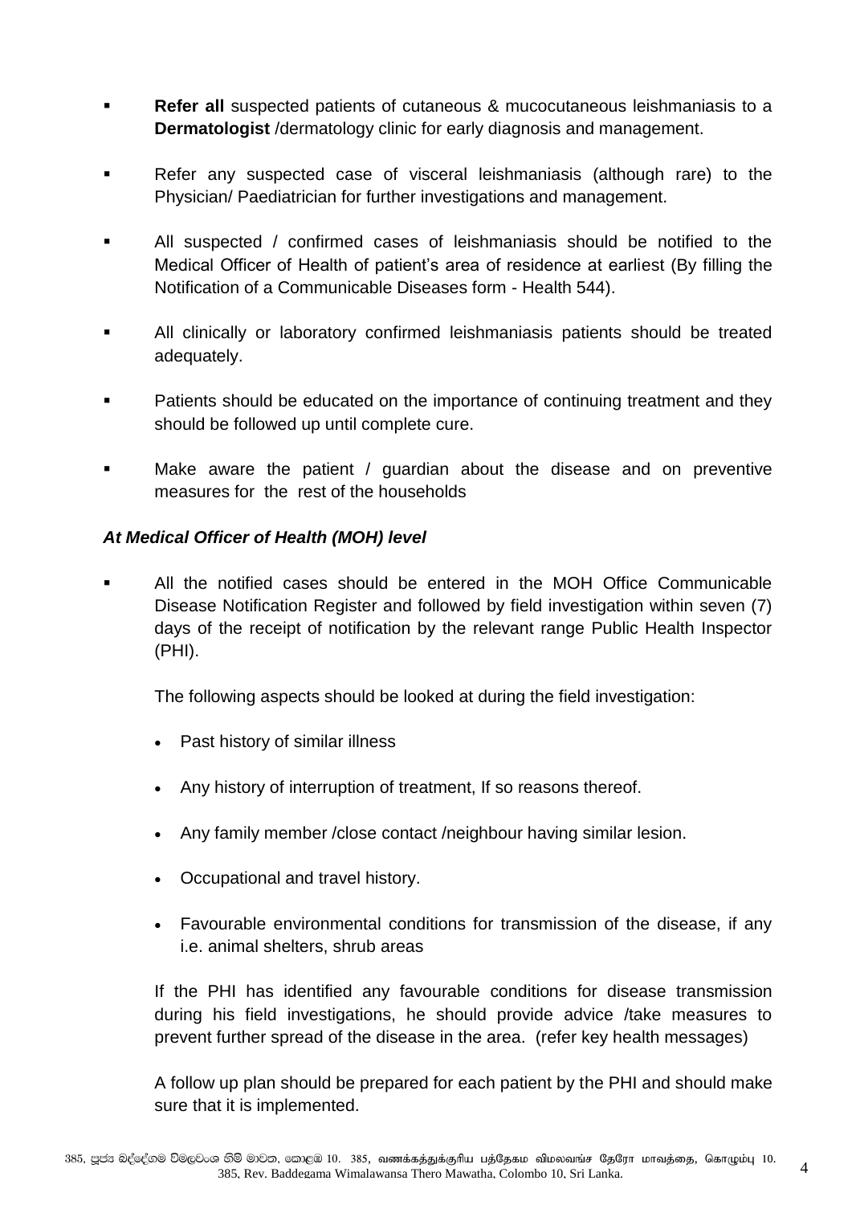- **Refer all** suspected patients of cutaneous & mucocutaneous leishmaniasis to a **Dermatologist** /dermatology clinic for early diagnosis and management.
- Refer any suspected case of visceral leishmaniasis (although rare) to the Physician/ Paediatrician for further investigations and management.
- All suspected / confirmed cases of leishmaniasis should be notified to the Medical Officer of Health of patient's area of residence at earliest (By filling the Notification of a Communicable Diseases form - Health 544).
- All clinically or laboratory confirmed leishmaniasis patients should be treated adequately.
- Patients should be educated on the importance of continuing treatment and they should be followed up until complete cure.
- Make aware the patient / guardian about the disease and on preventive measures for the rest of the households

***At Medical Officer of Health (MOH) level***

- All the notified cases should be entered in the MOH Office Communicable Disease Notification Register and followed by field investigation within seven (7) days of the receipt of notification by the relevant range Public Health Inspector (PHI).

  The following aspects should be looked at during the field investigation:

  - Past history of similar illness
  - Any history of interruption of treatment, If so reasons thereof.
  - Any family member /close contact /neighbour having similar lesion.
  - Occupational and travel history.
  - Favourable environmental conditions for transmission of the disease, if any i.e. animal shelters, shrub areas

  If the PHI has identified any favourable conditions for disease transmission during his field investigations, he should provide advice /take measures to prevent further spread of the disease in the area. (refer key health messages)

  A follow up plan should be prepared for each patient by the PHI and should make sure that it is implemented.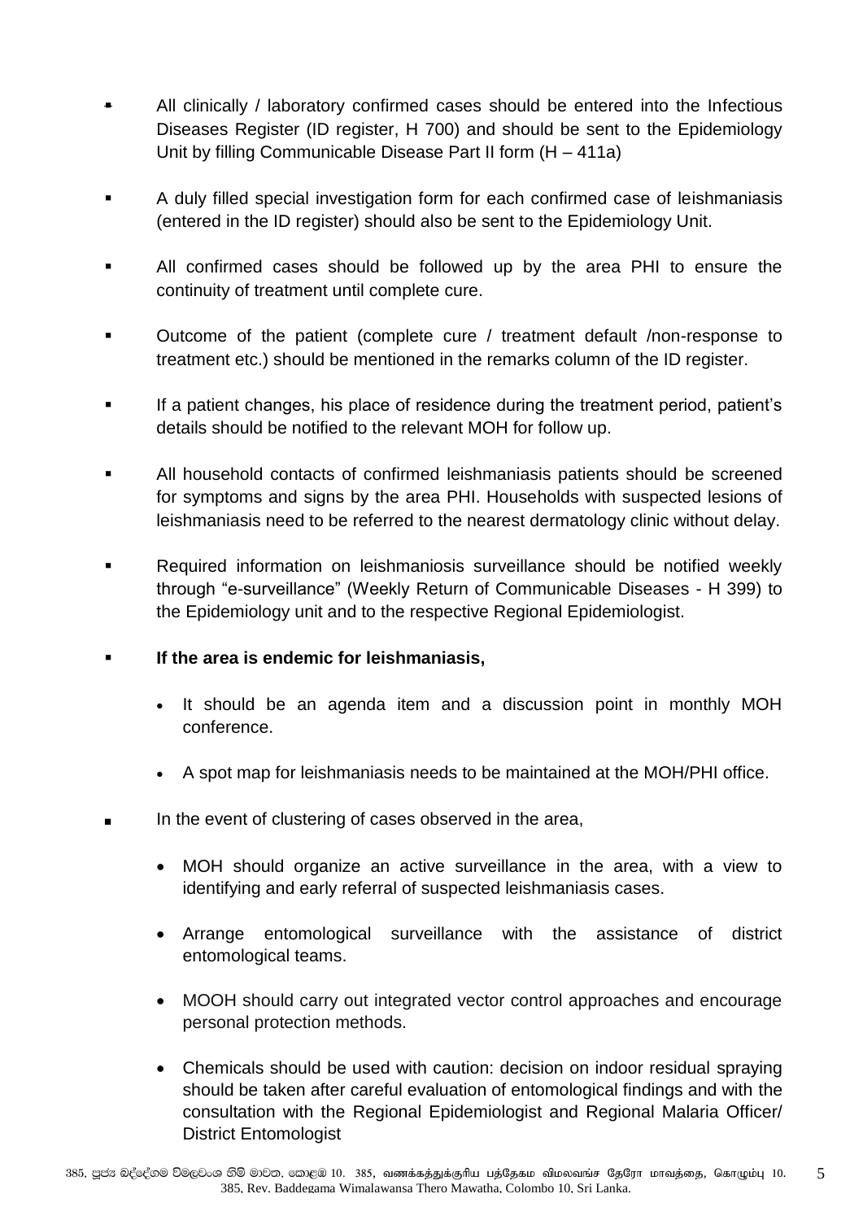- All clinically / laboratory confirmed cases should be entered into the Infectious Diseases Register (ID register, H 700) and should be sent to the Epidemiology Unit by filling Communicable Disease Part II form (H – 411a)

- A duly filled special investigation form for each confirmed case of leishmaniasis (entered in the ID register) should also be sent to the Epidemiology Unit.

- All confirmed cases should be followed up by the area PHI to ensure the continuity of treatment until complete cure.

- Outcome of the patient (complete cure / treatment default /non-response to treatment etc.) should be mentioned in the remarks column of the ID register.

- If a patient changes, his place of residence during the treatment period, patient's details should be notified to the relevant MOH for follow up.

- All household contacts of confirmed leishmaniasis patients should be screened for symptoms and signs by the area PHI. Households with suspected lesions of leishmaniasis need to be referred to the nearest dermatology clinic without delay.

- Required information on leishmaniosis surveillance should be notified weekly through "e-surveillance" (Weekly Return of Communicable Diseases - H 399) to the Epidemiology unit and to the respective Regional Epidemiologist.

- **If the area is endemic for leishmaniasis,**

    - It should be an agenda item and a discussion point in monthly MOH conference.

    - A spot map for leishmaniasis needs to be maintained at the MOH/PHI office.

- In the event of clustering of cases observed in the area,

    - MOH should organize an active surveillance in the area, with a view to identifying and early referral of suspected leishmaniasis cases.

    - Arrange entomological surveillance with the assistance of district entomological teams.

    - MOOH should carry out integrated vector control approaches and encourage personal protection methods.

    - Chemicals should be used with caution: decision on indoor residual spraying should be taken after careful evaluation of entomological findings and with the consultation with the Regional Epidemiologist and Regional Malaria Officer/ District Entomologist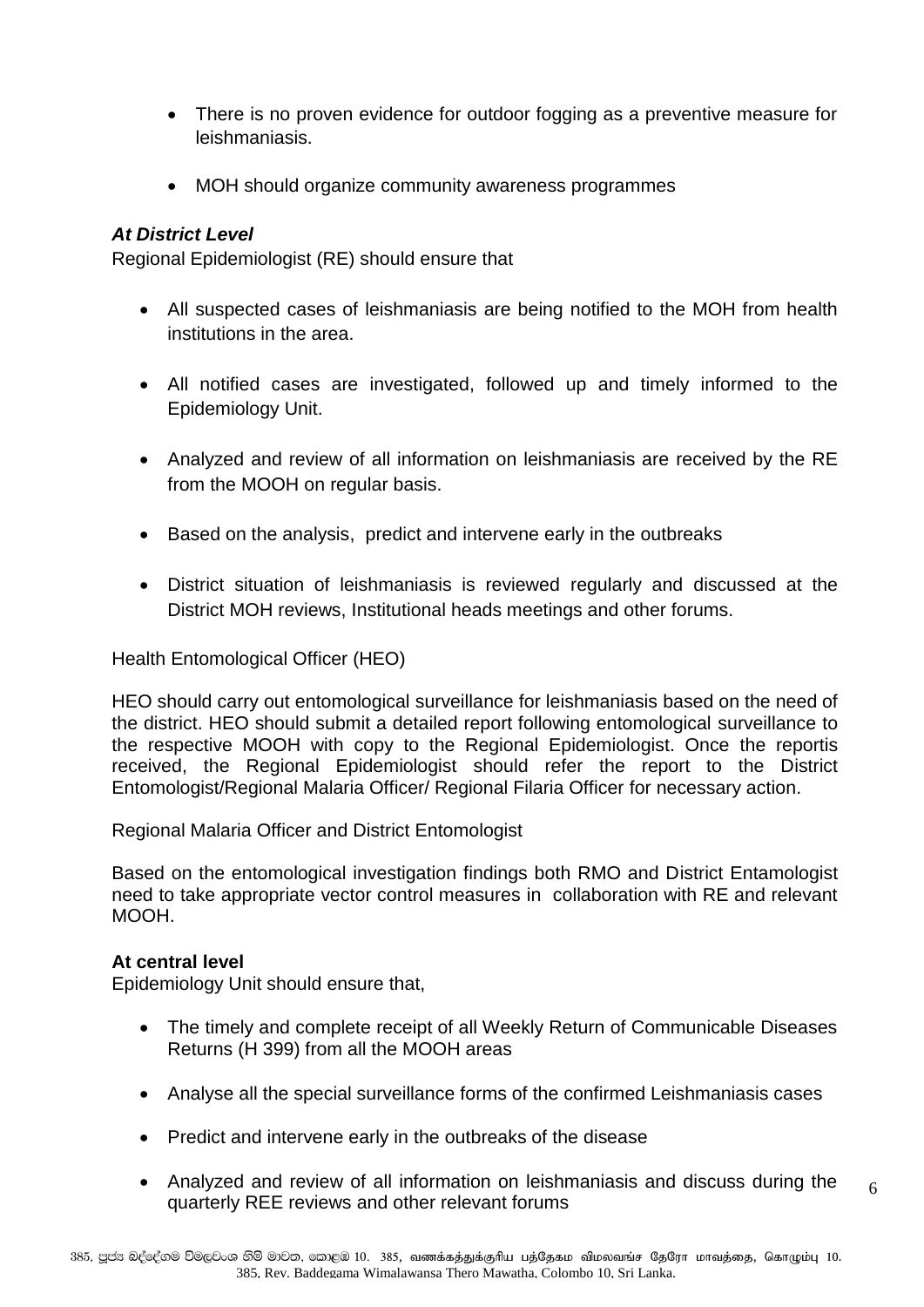- There is no proven evidence for outdoor fogging as a preventive measure for leishmaniasis.
- MOH should organize community awareness programmes

***At District Level***

Regional Epidemiologist (RE) should ensure that

- All suspected cases of leishmaniasis are being notified to the MOH from health institutions in the area.
- All notified cases are investigated, followed up and timely informed to the Epidemiology Unit.
- Analyzed and review of all information on leishmaniasis are received by the RE from the MOOH on regular basis.
- Based on the analysis, predict and intervene early in the outbreaks
- District situation of leishmaniasis is reviewed regularly and discussed at the District MOH reviews, Institutional heads meetings and other forums.

Health Entomological Officer (HEO)

HEO should carry out entomological surveillance for leishmaniasis based on the need of the district. HEO should submit a detailed report following entomological surveillance to the respective MOOH with copy to the Regional Epidemiologist. Once the reportis received, the Regional Epidemiologist should refer the report to the District Entomologist/Regional Malaria Officer/ Regional Filaria Officer for necessary action.

Regional Malaria Officer and District Entomologist

Based on the entomological investigation findings both RMO and District Entamologist need to take appropriate vector control measures in collaboration with RE and relevant MOOH.

**At central level**

Epidemiology Unit should ensure that,

- The timely and complete receipt of all Weekly Return of Communicable Diseases Returns (H 399) from all the MOOH areas
- Analyse all the special surveillance forms of the confirmed Leishmaniasis cases
- Predict and intervene early in the outbreaks of the disease
- Analyzed and review of all information on leishmaniasis and discuss during the quarterly REE reviews and other relevant forums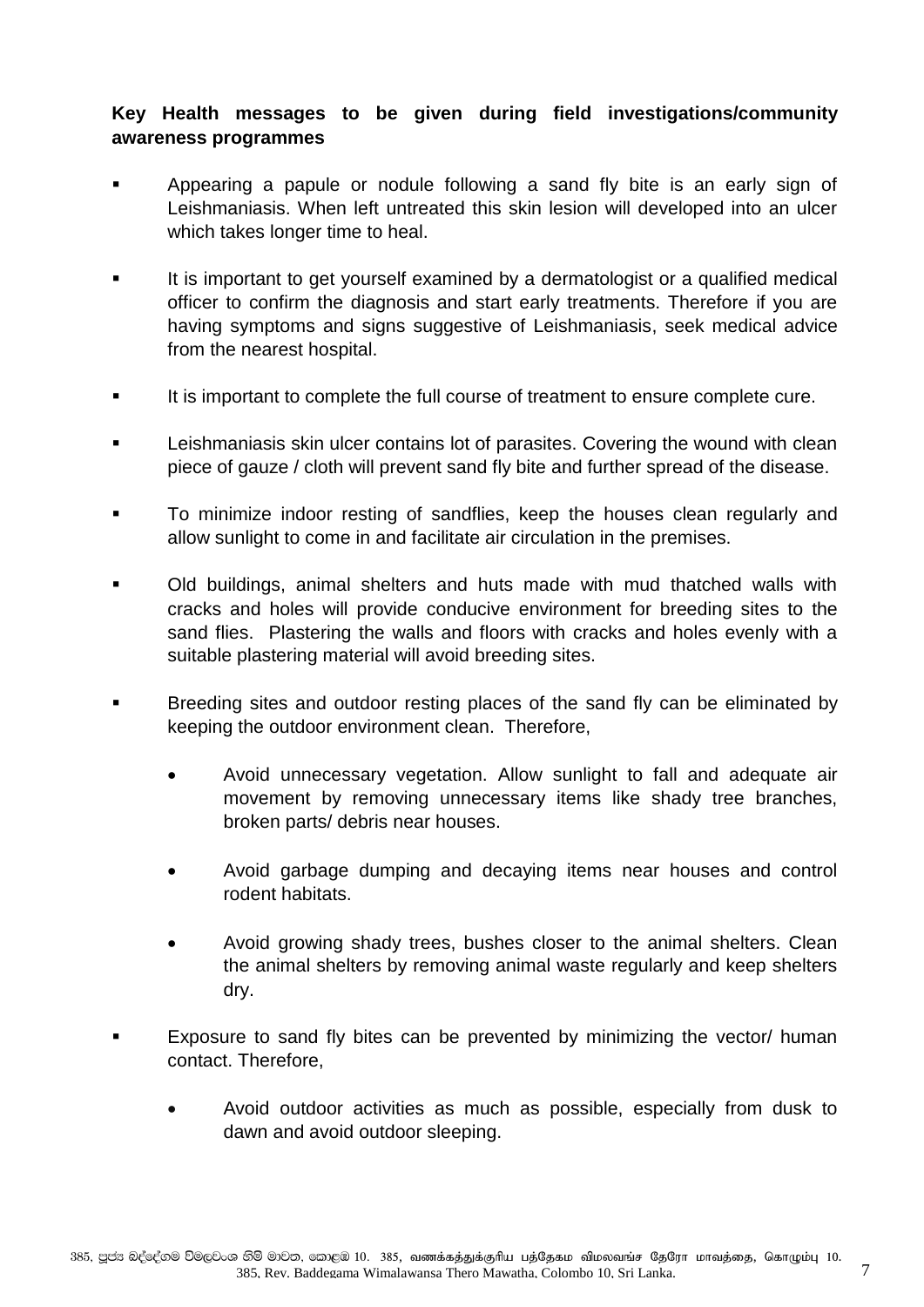**Key Health messages to be given during field investigations/community awareness programmes**

- Appearing a papule or nodule following a sand fly bite is an early sign of Leishmaniasis. When left untreated this skin lesion will developed into an ulcer which takes longer time to heal.
- It is important to get yourself examined by a dermatologist or a qualified medical officer to confirm the diagnosis and start early treatments. Therefore if you are having symptoms and signs suggestive of Leishmaniasis, seek medical advice from the nearest hospital.
- It is important to complete the full course of treatment to ensure complete cure.
- Leishmaniasis skin ulcer contains lot of parasites. Covering the wound with clean piece of gauze / cloth will prevent sand fly bite and further spread of the disease.
- To minimize indoor resting of sandflies, keep the houses clean regularly and allow sunlight to come in and facilitate air circulation in the premises.
- Old buildings, animal shelters and huts made with mud thatched walls with cracks and holes will provide conducive environment for breeding sites to the sand flies. Plastering the walls and floors with cracks and holes evenly with a suitable plastering material will avoid breeding sites.
- Breeding sites and outdoor resting places of the sand fly can be eliminated by keeping the outdoor environment clean. Therefore,
  - Avoid unnecessary vegetation. Allow sunlight to fall and adequate air movement by removing unnecessary items like shady tree branches, broken parts/ debris near houses.
  - Avoid garbage dumping and decaying items near houses and control rodent habitats.
  - Avoid growing shady trees, bushes closer to the animal shelters. Clean the animal shelters by removing animal waste regularly and keep shelters dry.
- Exposure to sand fly bites can be prevented by minimizing the vector/ human contact. Therefore,
  - Avoid outdoor activities as much as possible, especially from dusk to dawn and avoid outdoor sleeping.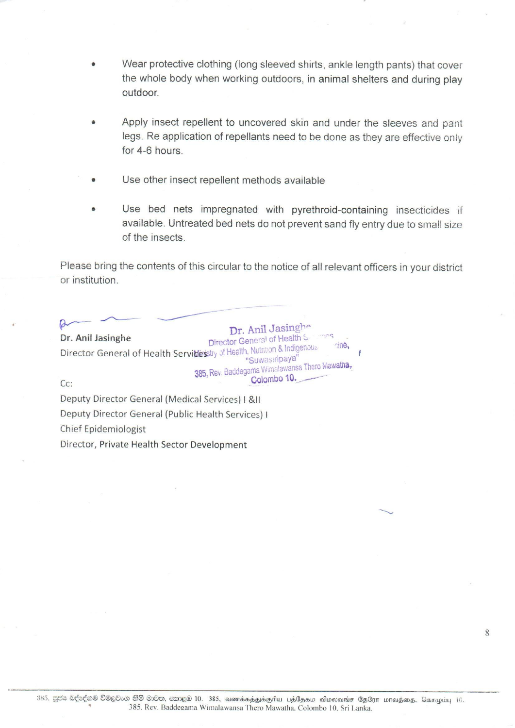- Wear protective clothing (long sleeved shirts, ankle length pants) that cover the whole body when working outdoors, in animal shelters and during play outdoor.

- Apply insect repellent to uncovered skin and under the sleeves and pant legs. Re application of repellants need to be done as they are effective only for 4-6 hours.

- Use other insect repellent methods available

- Use bed nets impregnated with pyrethroid-containing insecticides if available. Untreated bed nets do not prevent sand fly entry due to small size of the insects.

Please bring the contents of this circular to the notice of all relevant officers in your district or institution.

**Dr. Anil Jasinghe**
Director General of Health Services

Dr. Anil Jasinghe
Director General of Health Services
Ministry of Health, Nutrition & Indigenous Medicine,
"Suwasiripaya"
385, Rev. Baddegama Wimalawansa Thero Mawatha,
Colombo 10.

Cc:
Deputy Director General (Medical Services) I &II
Deputy Director General (Public Health Services) I
Chief Epidemiologist
Director, Private Health Sector Development

385, පූජ්‍ය බද්දේගම විමලවංශ හිමි මාවත, කොළඹ 10. 385, வணக்கத்துக்குரிய பத்தேகம விமலவங்ச தேரோ மாவத்தை, கொழும்பு 10.
385, Rev. Baddegama Wimalawansa Thero Mawatha, Colombo 10, Sri Lanka.